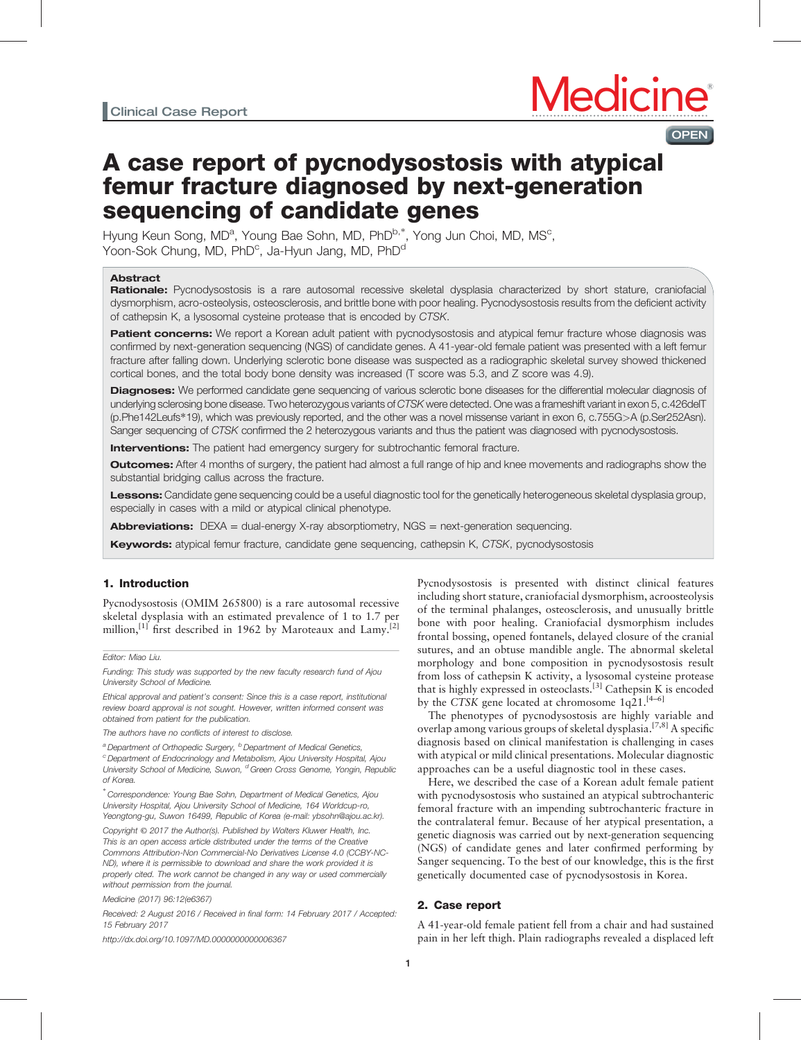Clinical Case Report

# A case report of pycnodysostosis with atypical femur fracture diagnosed by next-generation sequencing of candidate genes

Hyung Keun Song, MD[a], Young Bae Sohn, MD, PhD[b,*], Yong Jun Choi, MD, MS[c], Yoon-Sok Chung, MD, PhD[c], Ja-Hyun Jang, MD, PhD[d]

## Abstract

**Rationale:** Pycnodysostosis is a rare autosomal recessive skeletal dysplasia characterized by short stature, craniofacial dysmorphism, acro-osteolysis, osteosclerosis, and brittle bone with poor healing. Pycnodysostosis results from the deficient activity of cathepsin K, a lysosomal cysteine protease that is encoded by *CTSK*.

**Patient concerns:** We report a Korean adult patient with pycnodysostosis and atypical femur fracture whose diagnosis was confirmed by next-generation sequencing (NGS) of candidate genes. A 41-year-old female patient was presented with a left femur fracture after falling down. Underlying sclerotic bone disease was suspected as a radiographic skeletal survey showed thickened cortical bones, and the total body bone density was increased (T score was 5.3, and Z score was 4.9).

**Diagnoses:** We performed candidate gene sequencing of various sclerotic bone diseases for the differential molecular diagnosis of underlying sclerosing bone disease. Two heterozygous variants of *CTSK* were detected. One was a frameshift variant in exon 5, c.426delT (p.Phe142Leufs*19), which was previously reported, and the other was a novel missense variant in exon 6, c.755G>A (p.Ser252Asn). Sanger sequencing of *CTSK* confirmed the 2 heterozygous variants and thus the patient was diagnosed with pycnodysostosis.

**Interventions:** The patient had emergency surgery for subtrochantic femoral fracture.

**Outcomes:** After 4 months of surgery, the patient had almost a full range of hip and knee movements and radiographs show the substantial bridging callus across the fracture.

**Lessons:** Candidate gene sequencing could be a useful diagnostic tool for the genetically heterogeneous skeletal dysplasia group, especially in cases with a mild or atypical clinical phenotype.

**Abbreviations:** DEXA = dual-energy X-ray absorptiometry, NGS = next-generation sequencing.

**Keywords:** atypical femur fracture, candidate gene sequencing, cathepsin K, *CTSK*, pycnodysostosis

## 1. Introduction

Pycnodysostosis (OMIM 265800) is a rare autosomal recessive skeletal dysplasia with an estimated prevalence of 1 to 1.7 per million,[1] first described in 1962 by Maroteaux and Lamy.[2] Pycnodysostosis is presented with distinct clinical features including short stature, craniofacial dysmorphism, acroosteolysis of the terminal phalanges, osteosclerosis, and unusually brittle bone with poor healing. Craniofacial dysmorphism includes frontal bossing, opened fontanels, delayed closure of the cranial sutures, and an obtuse mandible angle. The abnormal skeletal morphology and bone composition in pycnodysostosis result from loss of cathepsin K activity, a lysosomal cysteine protease that is highly expressed in osteoclasts.[3] Cathepsin K is encoded by the *CTSK* gene located at chromosome 1q21.[4–6]

The phenotypes of pycnodysostosis are highly variable and overlap among various groups of skeletal dysplasia.[7,8] A specific diagnosis based on clinical manifestation is challenging in cases with atypical or mild clinical presentations. Molecular diagnostic approaches can be a useful diagnostic tool in these cases.

Here, we described the case of a Korean adult female patient with pycnodysostosis who sustained an atypical subtrochanteric femoral fracture with an impending subtrochanteric fracture in the contralateral femur. Because of her atypical presentation, a genetic diagnosis was carried out by next-generation sequencing (NGS) of candidate genes and later confirmed performing by Sanger sequencing. To the best of our knowledge, this is the first genetically documented case of pycnodysostosis in Korea.

## 2. Case report

A 41-year-old female patient fell from a chair and had sustained pain in her left thigh. Plain radiographs revealed a displaced left

---

Editor: Miao Liu.

Funding: This study was supported by the new faculty research fund of Ajou University School of Medicine.

Ethical approval and patient's consent: Since this is a case report, institutional review board approval is not sought. However, written informed consent was obtained from patient for the publication.

The authors have no conflicts of interest to disclose.

[a] Department of Orthopedic Surgery, [b] Department of Medical Genetics, [c] Department of Endocrinology and Metabolism, Ajou University Hospital, Ajou University School of Medicine, Suwon, [d] Green Cross Genome, Yongin, Republic of Korea.

[*] Correspondence: Young Bae Sohn, Department of Medical Genetics, Ajou University Hospital, Ajou University School of Medicine, 164 Worldcup-ro, Yeongtong-gu, Suwon 16499, Republic of Korea (e-mail: ybsohn@ajou.ac.kr).

Copyright © 2017 the Author(s). Published by Wolters Kluwer Health, Inc. This is an open access article distributed under the terms of the Creative Commons Attribution-Non Commercial-No Derivatives License 4.0 (CCBY-NC-ND), where it is permissible to download and share the work provided it is properly cited. The work cannot be changed in any way or used commercially without permission from the journal.

Medicine (2017) 96:12(e6367)

Received: 2 August 2016 / Received in final form: 14 February 2017 / Accepted: 15 February 2017

http://dx.doi.org/10.1097/MD.0000000000006367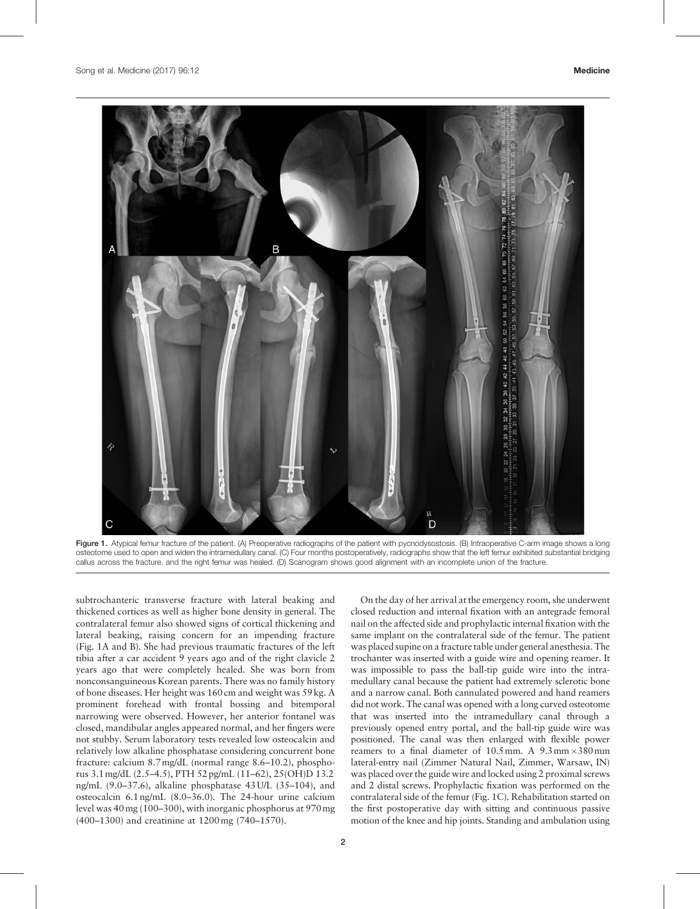Figure 1. Atypical femur fracture of the patient. (A) Preoperative radiographs of the patient with pycnodysostosis. (B) Intraoperative C-arm image shows a long osteotome used to open and widen the intramedullary canal. (C) Four months postoperatively, radiographs show that the left femur exhibited substantial bridging callus across the fracture, and the right femur was healed. (D) Scanogram shows good alignment with an incomplete union of the fracture.

subtrochanteric transverse fracture with lateral beaking and thickened cortices as well as higher bone density in general. The contralateral femur also showed signs of cortical thickening and lateral beaking, raising concern for an impending fracture (Fig. 1A and B). She had previous traumatic fractures of the left tibia after a car accident 9 years ago and of the right clavicle 2 years ago that were completely healed. She was born from nonconsanguineous Korean parents. There was no family history of bone diseases. Her height was 160 cm and weight was 59 kg. A prominent forehead with frontal bossing and bitemporal narrowing were observed. However, her anterior fontanel was closed, mandibular angles appeared normal, and her fingers were not stubby. Serum laboratory tests revealed low osteocalcin and relatively low alkaline phosphatase considering concurrent bone fracture: calcium 8.7 mg/dL (normal range 8.6–10.2), phosphorus 3.1 mg/dL (2.5–4.5), PTH 52 pg/mL (11–62), 25(OH)D 13.2 ng/mL (9.0–37.6), alkaline phosphatase 43 U/L (35–104), and osteocalcin 6.1 ng/mL (8.0–36.0). The 24-hour urine calcium level was 40 mg (100–300), with inorganic phosphorus at 970 mg (400–1300) and creatinine at 1200 mg (740–1570).

On the day of her arrival at the emergency room, she underwent closed reduction and internal fixation with an antegrade femoral nail on the affected side and prophylactic internal fixation with the same implant on the contralateral side of the femur. The patient was placed supine on a fracture table under general anesthesia. The trochanter was inserted with a guide wire and opening reamer. It was impossible to pass the ball-tip guide wire into the intramedullary canal because the patient had extremely sclerotic bone and a narrow canal. Both cannulated powered and hand reamers did not work. The canal was opened with a long curved osteotome that was inserted into the intramedullary canal through a previously opened entry portal, and the ball-tip guide wire was positioned. The canal was then enlarged with flexible power reamers to a final diameter of 10.5 mm. A 9.3 mm × 380 mm lateral-entry nail (Zimmer Natural Nail, Zimmer, Warsaw, IN) was placed over the guide wire and locked using 2 proximal screws and 2 distal screws. Prophylactic fixation was performed on the contralateral side of the femur (Fig. 1C). Rehabilitation started on the first postoperative day with sitting and continuous passive motion of the knee and hip joints. Standing and ambulation using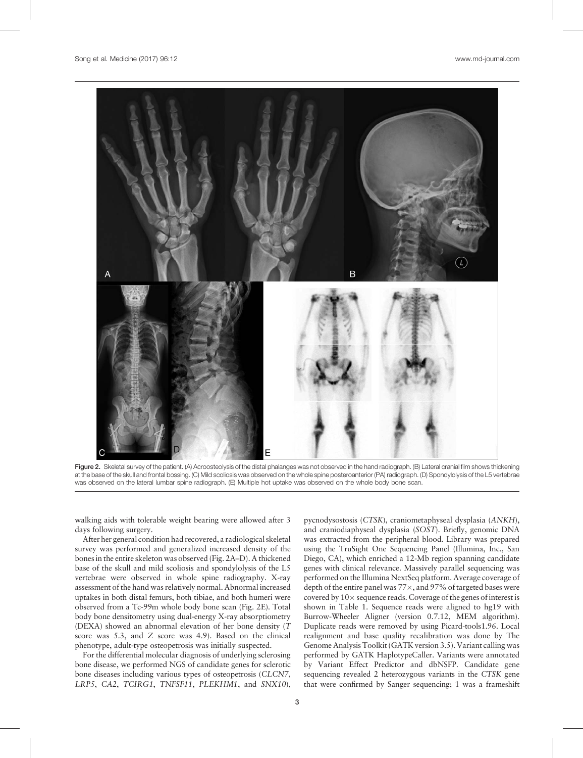Figure 2. Skeletal survey of the patient. (A) Acroosteolysis of the distal phalanges was not observed in the hand radiograph. (B) Lateral cranial film shows thickening at the base of the skull and frontal bossing. (C) Mild scoliosis was observed on the whole spine posteroanterior (PA) radiograph. (D) Spondylolysis of the L5 vertebrae was observed on the lateral lumbar spine radiograph. (E) Multiple hot uptake was observed on the whole body bone scan.

walking aids with tolerable weight bearing were allowed after 3 days following surgery.

After her general condition had recovered, a radiological skeletal survey was performed and generalized increased density of the bones in the entire skeleton was observed (Fig. 2A–D). A thickened base of the skull and mild scoliosis and spondylolysis of the L5 vertebrae were observed in whole spine radiography. X-ray assessment of the hand was relatively normal. Abnormal increased uptakes in both distal femurs, both tibiae, and both humeri were observed from a Tc-99m whole body bone scan (Fig. 2E). Total body bone densitometry using dual-energy X-ray absorptiometry (DEXA) showed an abnormal elevation of her bone density (*T* score was 5.3, and *Z* score was 4.9). Based on the clinical phenotype, adult-type osteopetrosis was initially suspected.

For the differential molecular diagnosis of underlying sclerosing bone disease, we performed NGS of candidate genes for sclerotic bone diseases including various types of osteopetrosis (*CLCN7*, *LRP5*, *CA2*, *TCIRG1*, *TNFSF11*, *PLEKHM1*, and *SNX10*), pycnodysostosis (*CTSK*), craniometaphyseal dysplasia (*ANKH*), and craniodiaphyseal dysplasia (*SOST*). Briefly, genomic DNA was extracted from the peripheral blood. Library was prepared using the TruSight One Sequencing Panel (Illumina, Inc., San Diego, CA), which enriched a 12-Mb region spanning candidate genes with clinical relevance. Massively parallel sequencing was performed on the Illumina NextSeq platform. Average coverage of depth of the entire panel was 77×, and 97% of targeted bases were covered by 10× sequence reads. Coverage of the genes of interest is shown in Table 1. Sequence reads were aligned to hg19 with Burrow-Wheeler Aligner (version 0.7.12, MEM algorithm). Duplicate reads were removed by using Picard-tools1.96. Local realignment and base quality recalibration was done by The Genome Analysis Toolkit (GATK version 3.5). Variant calling was performed by GATK HaplotypeCaller. Variants were annotated by Variant Effect Predictor and dbNSFP. Candidate gene sequencing revealed 2 heterozygous variants in the *CTSK* gene that were confirmed by Sanger sequencing; 1 was a frameshift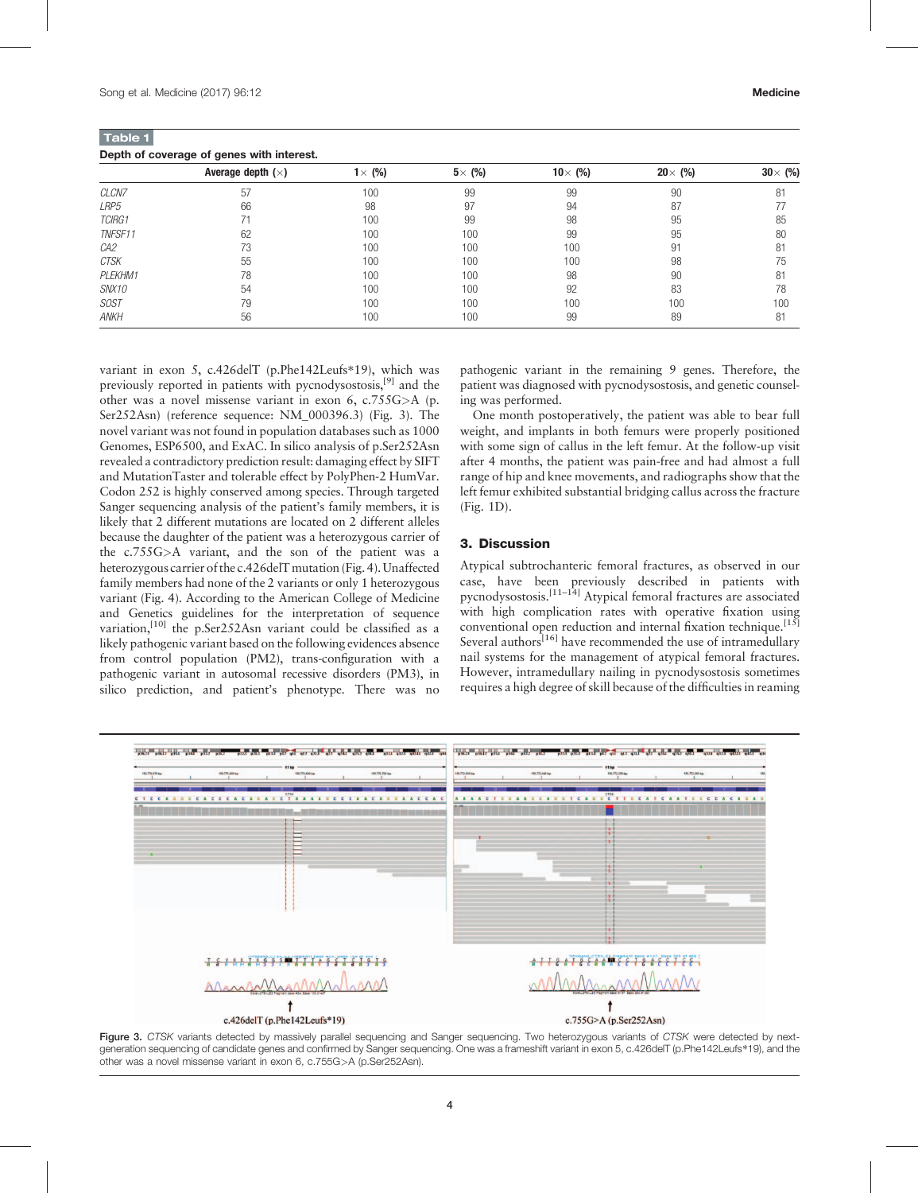**Table 1**

**Depth of coverage of genes with interest.**

| | Average depth (×) | 1× (%) | 5× (%) | 10× (%) | 20× (%) | 30× (%) |
|---|---|---|---|---|---|---|
| *CLCN7* | 57 | 100 | 99 | 99 | 90 | 81 |
| *LRP5* | 66 | 98 | 97 | 94 | 87 | 77 |
| *TCIRG1* | 71 | 100 | 99 | 98 | 95 | 85 |
| *TNFSF11* | 62 | 100 | 100 | 99 | 95 | 80 |
| *CA2* | 73 | 100 | 100 | 100 | 91 | 81 |
| *CTSK* | 55 | 100 | 100 | 100 | 98 | 75 |
| *PLEKHM1* | 78 | 100 | 100 | 98 | 90 | 81 |
| *SNX10* | 54 | 100 | 100 | 92 | 83 | 78 |
| *SOST* | 79 | 100 | 100 | 100 | 100 | 100 |
| *ANKH* | 56 | 100 | 100 | 99 | 89 | 81 |

variant in exon 5, c.426delT (p.Phe142Leufs*19), which was previously reported in patients with pycnodysostosis,[9] and the other was a novel missense variant in exon 6, c.755G>A (p.Ser252Asn) (reference sequence: NM_000396.3) (Fig. 3). The novel variant was not found in population databases such as 1000 Genomes, ESP6500, and ExAC. In silico analysis of p.Ser252Asn revealed a contradictory prediction result: damaging effect by SIFT and MutationTaster and tolerable effect by PolyPhen-2 HumVar. Codon 252 is highly conserved among species. Through targeted Sanger sequencing analysis of the patient's family members, it is likely that 2 different mutations are located on 2 different alleles because the daughter of the patient was a heterozygous carrier of the c.755G>A variant, and the son of the patient was a heterozygous carrier of the c.426delT mutation (Fig. 4). Unaffected family members had none of the 2 variants or only 1 heterozygous variant (Fig. 4). According to the American College of Medicine and Genetics guidelines for the interpretation of sequence variation,[10] the p.Ser252Asn variant could be classified as a likely pathogenic variant based on the following evidences absence from control population (PM2), trans-configuration with a pathogenic variant in autosomal recessive disorders (PM3), in silico prediction, and patient's phenotype. There was no pathogenic variant in the remaining 9 genes. Therefore, the patient was diagnosed with pycnodysostosis, and genetic counseling was performed.

One month postoperatively, the patient was able to bear full weight, and implants in both femurs were properly positioned with some sign of callus in the left femur. At the follow-up visit after 4 months, the patient was pain-free and had almost a full range of hip and knee movements, and radiographs show that the left femur exhibited substantial bridging callus across the fracture (Fig. 1D).

## 3. Discussion

Atypical subtrochanteric femoral fractures, as observed in our case, have been previously described in patients with pycnodysostosis.[11–14] Atypical femoral fractures are associated with high complication rates with operative fixation using conventional open reduction and internal fixation technique.[15] Several authors[16] have recommended the use of intramedullary nail systems for the management of atypical femoral fractures. However, intramedullary nailing in pycnodysostosis sometimes requires a high degree of skill because of the difficulties in reaming

c.426delT (p.Phe142Leufs*19)

c.755G>A (p.Ser252Asn)

Figure 3. *CTSK* variants detected by massively parallel sequencing and Sanger sequencing. Two heterozygous variants of *CTSK* were detected by next-generation sequencing of candidate genes and confirmed by Sanger sequencing. One was a frameshift variant in exon 5, c.426delT (p.Phe142Leufs*19), and the other was a novel missense variant in exon 6, c.755G>A (p.Ser252Asn).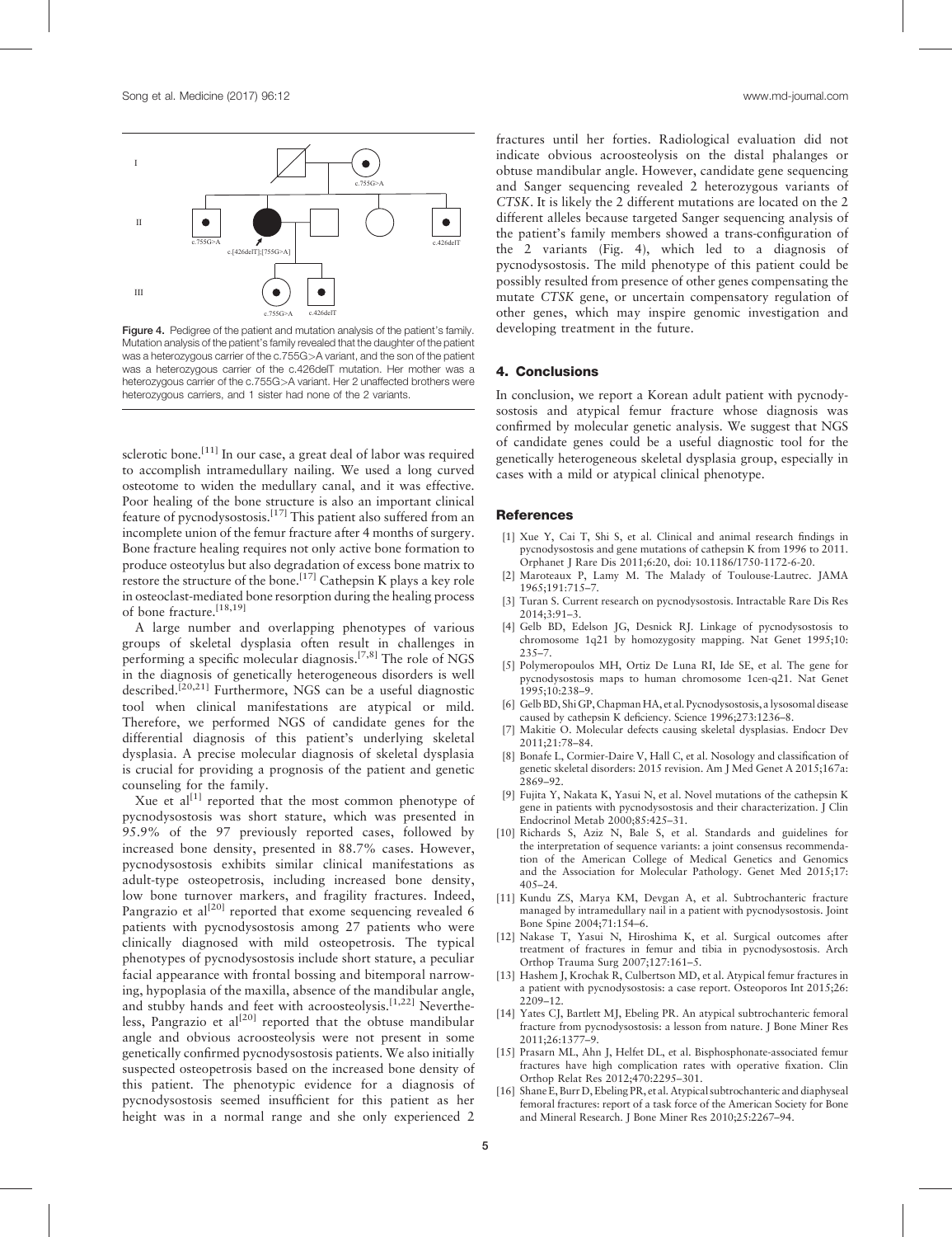Figure 4. Pedigree of the patient and mutation analysis of the patient's family. Mutation analysis of the patient's family revealed that the daughter of the patient was a heterozygous carrier of the c.755G>A variant, and the son of the patient was a heterozygous carrier of the c.426delT mutation. Her mother was a heterozygous carrier of the c.755G>A variant. Her 2 unaffected brothers were heterozygous carriers, and 1 sister had none of the 2 variants.

sclerotic bone.[11] In our case, a great deal of labor was required to accomplish intramedullary nailing. We used a long curved osteotome to widen the medullary canal, and it was effective. Poor healing of the bone structure is also an important clinical feature of pycnodysostosis.[17] This patient also suffered from an incomplete union of the femur fracture after 4 months of surgery. Bone fracture healing requires not only active bone formation to produce osteotylus but also degradation of excess bone matrix to restore the structure of the bone.[17] Cathepsin K plays a key role in osteoclast-mediated bone resorption during the healing process of bone fracture.[18,19]

A large number and overlapping phenotypes of various groups of skeletal dysplasia often result in challenges in performing a specific molecular diagnosis.[7,8] The role of NGS in the diagnosis of genetically heterogeneous disorders is well described.[20,21] Furthermore, NGS can be a useful diagnostic tool when clinical manifestations are atypical or mild. Therefore, we performed NGS of candidate genes for the differential diagnosis of this patient's underlying skeletal dysplasia. A precise molecular diagnosis of skeletal dysplasia is crucial for providing a prognosis of the patient and genetic counseling for the family.

Xue et al[1] reported that the most common phenotype of pycnodysostosis was short stature, which was presented in 95.9% of the 97 previously reported cases, followed by increased bone density, presented in 88.7% cases. However, pycnodysostosis exhibits similar clinical manifestations as adult-type osteopetrosis, including increased bone density, low bone turnover markers, and fragility fractures. Indeed, Pangrazio et al[20] reported that exome sequencing revealed 6 patients with pycnodysostosis among 27 patients who were clinically diagnosed with mild osteopetrosis. The typical phenotypes of pycnodysostosis include short stature, a peculiar facial appearance with frontal bossing and bitemporal narrowing, hypoplasia of the maxilla, absence of the mandibular angle, and stubby hands and feet with acroosteolysis.[1,22] Nevertheless, Pangrazio et al[20] reported that the obtuse mandibular angle and obvious acroosteolysis were not present in some genetically confirmed pycnodysostosis patients. We also initially suspected osteopetrosis based on the increased bone density of this patient. The phenotypic evidence for a diagnosis of pycnodysostosis seemed insufficient for this patient as her height was in a normal range and she only experienced 2 fractures until her forties. Radiological evaluation did not indicate obvious acroosteolysis on the distal phalanges or obtuse mandibular angle. However, candidate gene sequencing and Sanger sequencing revealed 2 heterozygous variants of *CTSK*. It is likely the 2 different mutations are located on the 2 different alleles because targeted Sanger sequencing analysis of the patient's family members showed a trans-configuration of the 2 variants (Fig. 4), which led to a diagnosis of pycnodysostosis. The mild phenotype of this patient could be possibly resulted from presence of other genes compensating the mutate *CTSK* gene, or uncertain compensatory regulation of other genes, which may inspire genomic investigation and developing treatment in the future.

## 4. Conclusions

In conclusion, we report a Korean adult patient with pycnodysostosis and atypical femur fracture whose diagnosis was confirmed by molecular genetic analysis. We suggest that NGS of candidate genes could be a useful diagnostic tool for the genetically heterogeneous skeletal dysplasia group, especially in cases with a mild or atypical clinical phenotype.

## References

[1] Xue Y, Cai T, Shi S, et al. Clinical and animal research findings in pycnodysostosis and gene mutations of cathepsin K from 1996 to 2011. Orphanet J Rare Dis 2011;6:20, doi: 10.1186/1750-1172-6-20.

[2] Maroteaux P, Lamy M. The Malady of Toulouse-Lautrec. JAMA 1965;191:715–7.

[3] Turan S. Current research on pycnodysostosis. Intractable Rare Dis Res 2014;3:91–3.

[4] Gelb BD, Edelson JG, Desnick RJ. Linkage of pycnodysostosis to chromosome 1q21 by homozygosity mapping. Nat Genet 1995;10:235–7.

[5] Polymeropoulos MH, Ortiz De Luna RI, Ide SE, et al. The gene for pycnodysostosis maps to human chromosome 1cen-q21. Nat Genet 1995;10:238–9.

[6] Gelb BD, Shi GP, Chapman HA, et al. Pycnodysostosis, a lysosomal disease caused by cathepsin K deficiency. Science 1996;273:1236–8.

[7] Makitie O. Molecular defects causing skeletal dysplasias. Endocr Dev 2011;21:78–84.

[8] Bonafe L, Cormier-Daire V, Hall C, et al. Nosology and classification of genetic skeletal disorders: 2015 revision. Am J Med Genet A 2015;167a:2869–92.

[9] Fujita Y, Nakata K, Yasui N, et al. Novel mutations of the cathepsin K gene in patients with pycnodysostosis and their characterization. J Clin Endocrinol Metab 2000;85:425–31.

[10] Richards S, Aziz N, Bale S, et al. Standards and guidelines for the interpretation of sequence variants: a joint consensus recommendation of the American College of Medical Genetics and Genomics and the Association for Molecular Pathology. Genet Med 2015;17:405–24.

[11] Kundu ZS, Marya KM, Devgan A, et al. Subtrochanteric fracture managed by intramedullary nail in a patient with pycnodysostosis. Joint Bone Spine 2004;71:154–6.

[12] Nakase T, Yasui N, Hiroshima K, et al. Surgical outcomes after treatment of fractures in femur and tibia in pycnodysostosis. Arch Orthop Trauma Surg 2007;127:161–5.

[13] Hashem J, Krochak R, Culbertson MD, et al. Atypical femur fractures in a patient with pycnodysostosis: a case report. Osteoporos Int 2015;26:2209–12.

[14] Yates CJ, Bartlett MJ, Ebeling PR. An atypical subtrochanteric femoral fracture from pycnodysostosis: a lesson from nature. J Bone Miner Res 2011;26:1377–9.

[15] Prasarn ML, Ahn J, Helfet DL, et al. Bisphosphonate-associated femur fractures have high complication rates with operative fixation. Clin Orthop Relat Res 2012;470:2295–301.

[16] Shane E, Burr D, Ebeling PR, et al. Atypical subtrochanteric and diaphyseal femoral fractures: report of a task force of the American Society for Bone and Mineral Research. J Bone Miner Res 2010;25:2267–94.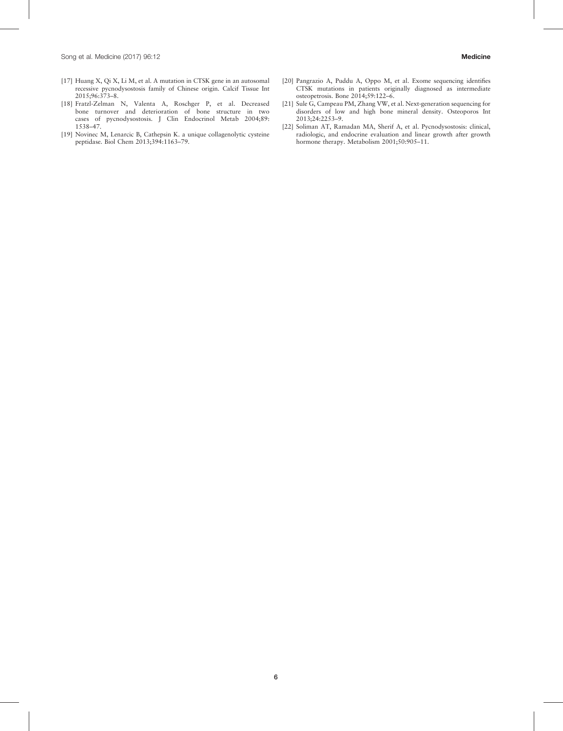[17] Huang X, Qi X, Li M, et al. A mutation in CTSK gene in an autosomal recessive pycnodysostosis family of Chinese origin. Calcif Tissue Int 2015;96:373–8.

[18] Fratzl-Zelman N, Valenta A, Roschger P, et al. Decreased bone turnover and deterioration of bone structure in two cases of pycnodysostosis. J Clin Endocrinol Metab 2004;89: 1538–47.

[19] Novinec M, Lenarcic B, Cathepsin K. a unique collagenolytic cysteine peptidase. Biol Chem 2013;394:1163–79.

[20] Pangrazio A, Puddu A, Oppo M, et al. Exome sequencing identifies CTSK mutations in patients originally diagnosed as intermediate osteopetrosis. Bone 2014;59:122–6.

[21] Sule G, Campeau PM, Zhang VW, et al. Next-generation sequencing for disorders of low and high bone mineral density. Osteoporos Int 2013;24:2253–9.

[22] Soliman AT, Ramadan MA, Sherif A, et al. Pycnodysostosis: clinical, radiologic, and endocrine evaluation and linear growth after growth hormone therapy. Metabolism 2001;50:905–11.